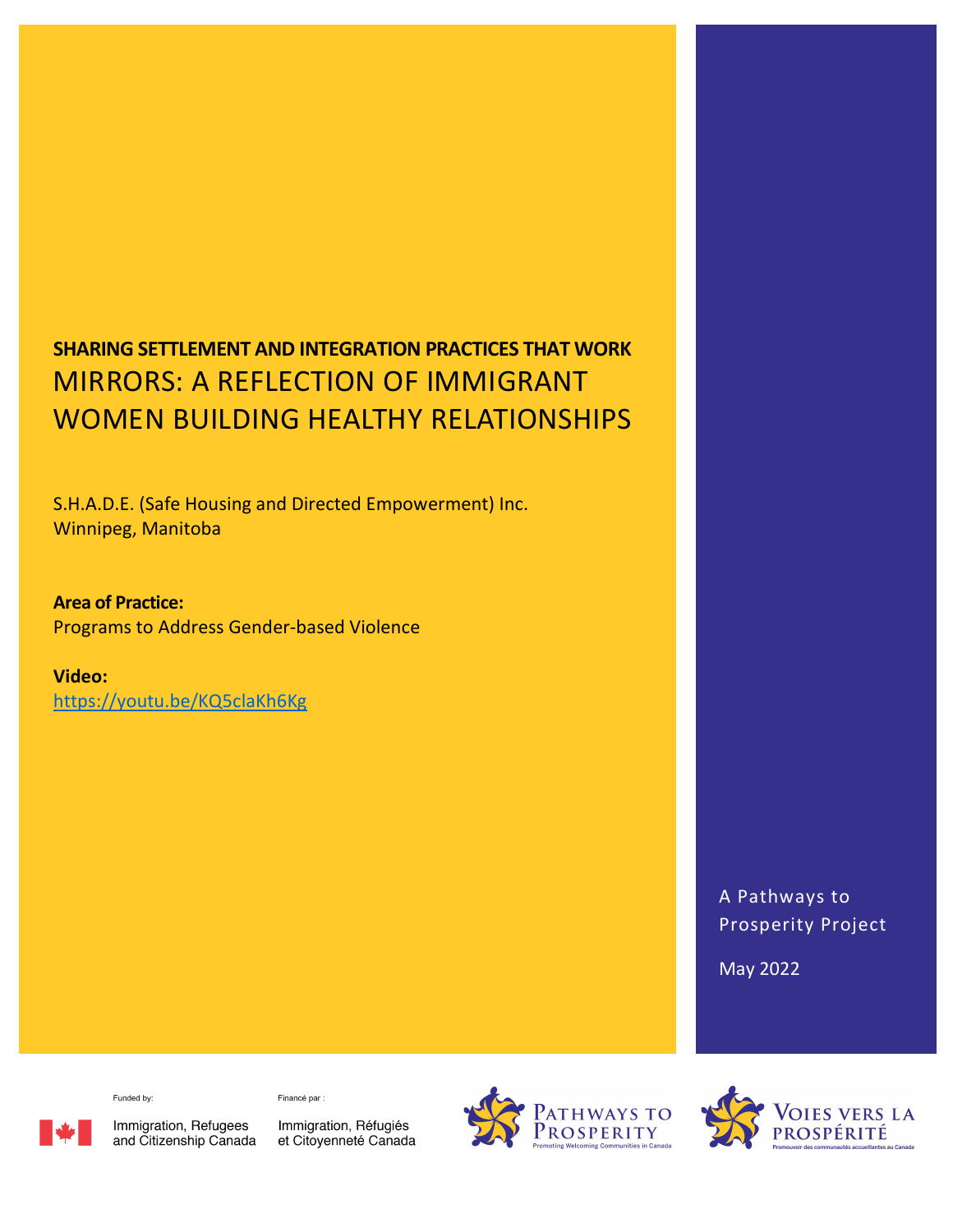**SHARING SETTLEMENT AND INTEGRATION PRACTICES THAT WORK**

# MIRRORS: A REFLECTION OF IMMIGRANT WOMEN BUILDING HEALTHY RELATIONSHIPS

S.H.A.D.E. (Safe Housing and Directed Empowerment) Inc.
Winnipeg, Manitoba

**Area of Practice:**
Programs to Address Gender-based Violence

**Video:**
https://youtu.be/KQ5claKh6Kg

A Pathways to Prosperity Project

May 2022

Funded by: Immigration, Refugees and Citizenship Canada

Financé par : Immigration, Réfugiés et Citoyenneté Canada

Pathways to Prosperity — Promoting Welcoming Communities in Canada

Voies vers la prospérité — Promouvoir des communautés accueillantes au Canada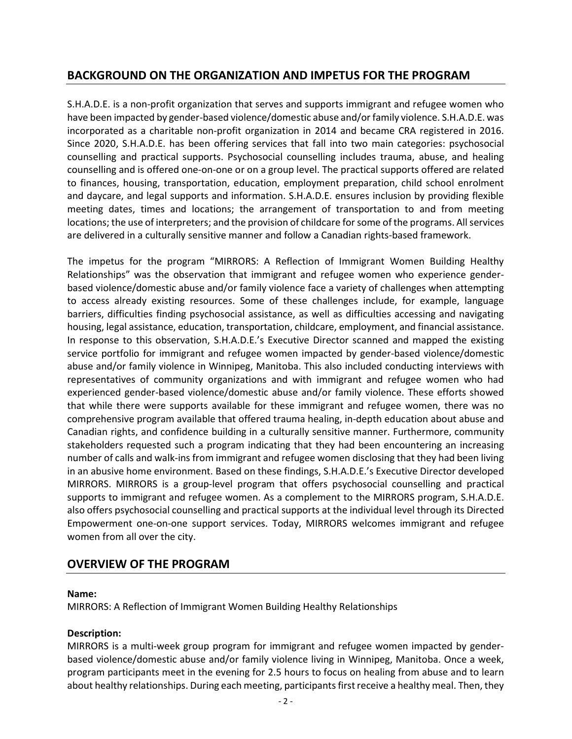## BACKGROUND ON THE ORGANIZATION AND IMPETUS FOR THE PROGRAM

S.H.A.D.E. is a non-profit organization that serves and supports immigrant and refugee women who have been impacted by gender-based violence/domestic abuse and/or family violence. S.H.A.D.E. was incorporated as a charitable non-profit organization in 2014 and became CRA registered in 2016. Since 2020, S.H.A.D.E. has been offering services that fall into two main categories: psychosocial counselling and practical supports. Psychosocial counselling includes trauma, abuse, and healing counselling and is offered one-on-one or on a group level. The practical supports offered are related to finances, housing, transportation, education, employment preparation, child school enrolment and daycare, and legal supports and information. S.H.A.D.E. ensures inclusion by providing flexible meeting dates, times and locations; the arrangement of transportation to and from meeting locations; the use of interpreters; and the provision of childcare for some of the programs. All services are delivered in a culturally sensitive manner and follow a Canadian rights-based framework.

The impetus for the program "MIRRORS: A Reflection of Immigrant Women Building Healthy Relationships" was the observation that immigrant and refugee women who experience gender-based violence/domestic abuse and/or family violence face a variety of challenges when attempting to access already existing resources. Some of these challenges include, for example, language barriers, difficulties finding psychosocial assistance, as well as difficulties accessing and navigating housing, legal assistance, education, transportation, childcare, employment, and financial assistance. In response to this observation, S.H.A.D.E.'s Executive Director scanned and mapped the existing service portfolio for immigrant and refugee women impacted by gender-based violence/domestic abuse and/or family violence in Winnipeg, Manitoba. This also included conducting interviews with representatives of community organizations and with immigrant and refugee women who had experienced gender-based violence/domestic abuse and/or family violence. These efforts showed that while there were supports available for these immigrant and refugee women, there was no comprehensive program available that offered trauma healing, in-depth education about abuse and Canadian rights, and confidence building in a culturally sensitive manner. Furthermore, community stakeholders requested such a program indicating that they had been encountering an increasing number of calls and walk-ins from immigrant and refugee women disclosing that they had been living in an abusive home environment. Based on these findings, S.H.A.D.E.'s Executive Director developed MIRRORS. MIRRORS is a group-level program that offers psychosocial counselling and practical supports to immigrant and refugee women. As a complement to the MIRRORS program, S.H.A.D.E. also offers psychosocial counselling and practical supports at the individual level through its Directed Empowerment one-on-one support services. Today, MIRRORS welcomes immigrant and refugee women from all over the city.

## OVERVIEW OF THE PROGRAM

**Name:**
MIRRORS: A Reflection of Immigrant Women Building Healthy Relationships

**Description:**
MIRRORS is a multi-week group program for immigrant and refugee women impacted by gender-based violence/domestic abuse and/or family violence living in Winnipeg, Manitoba. Once a week, program participants meet in the evening for 2.5 hours to focus on healing from abuse and to learn about healthy relationships. During each meeting, participants first receive a healthy meal. Then, they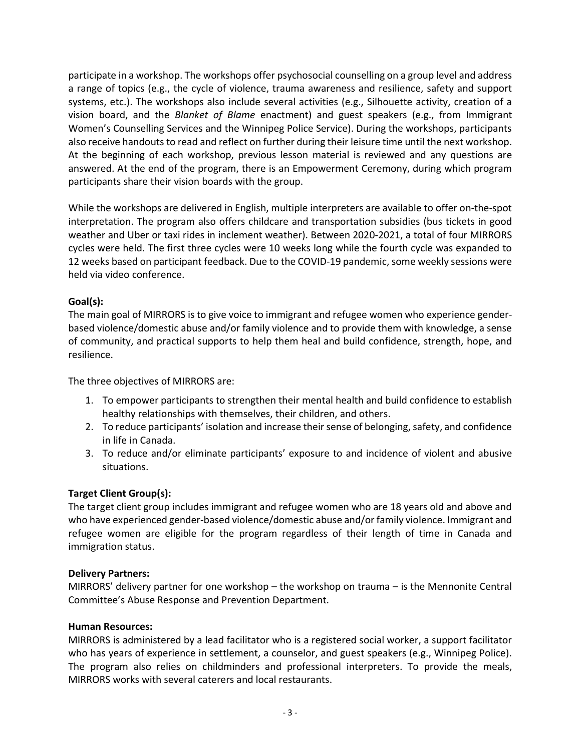participate in a workshop. The workshops offer psychosocial counselling on a group level and address a range of topics (e.g., the cycle of violence, trauma awareness and resilience, safety and support systems, etc.). The workshops also include several activities (e.g., Silhouette activity, creation of a vision board, and the *Blanket of Blame* enactment) and guest speakers (e.g., from Immigrant Women's Counselling Services and the Winnipeg Police Service). During the workshops, participants also receive handouts to read and reflect on further during their leisure time until the next workshop. At the beginning of each workshop, previous lesson material is reviewed and any questions are answered. At the end of the program, there is an Empowerment Ceremony, during which program participants share their vision boards with the group.

While the workshops are delivered in English, multiple interpreters are available to offer on-the-spot interpretation. The program also offers childcare and transportation subsidies (bus tickets in good weather and Uber or taxi rides in inclement weather). Between 2020-2021, a total of four MIRRORS cycles were held. The first three cycles were 10 weeks long while the fourth cycle was expanded to 12 weeks based on participant feedback. Due to the COVID-19 pandemic, some weekly sessions were held via video conference.

**Goal(s):**

The main goal of MIRRORS is to give voice to immigrant and refugee women who experience gender-based violence/domestic abuse and/or family violence and to provide them with knowledge, a sense of community, and practical supports to help them heal and build confidence, strength, hope, and resilience.

The three objectives of MIRRORS are:

1. To empower participants to strengthen their mental health and build confidence to establish healthy relationships with themselves, their children, and others.
2. To reduce participants' isolation and increase their sense of belonging, safety, and confidence in life in Canada.
3. To reduce and/or eliminate participants' exposure to and incidence of violent and abusive situations.

**Target Client Group(s):**

The target client group includes immigrant and refugee women who are 18 years old and above and who have experienced gender-based violence/domestic abuse and/or family violence. Immigrant and refugee women are eligible for the program regardless of their length of time in Canada and immigration status.

**Delivery Partners:**

MIRRORS' delivery partner for one workshop – the workshop on trauma – is the Mennonite Central Committee's Abuse Response and Prevention Department.

**Human Resources:**

MIRRORS is administered by a lead facilitator who is a registered social worker, a support facilitator who has years of experience in settlement, a counselor, and guest speakers (e.g., Winnipeg Police). The program also relies on childminders and professional interpreters. To provide the meals, MIRRORS works with several caterers and local restaurants.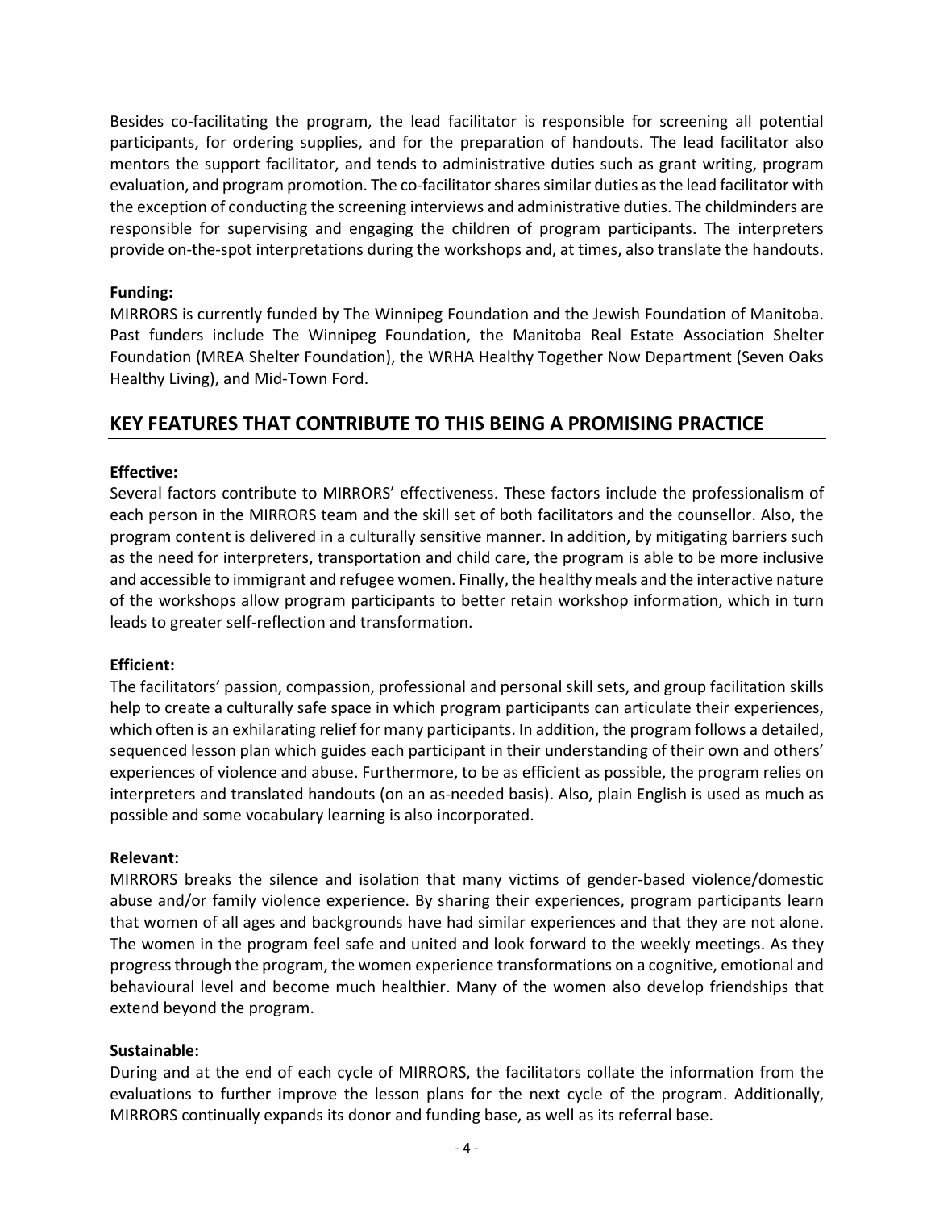Besides co-facilitating the program, the lead facilitator is responsible for screening all potential participants, for ordering supplies, and for the preparation of handouts. The lead facilitator also mentors the support facilitator, and tends to administrative duties such as grant writing, program evaluation, and program promotion. The co-facilitator shares similar duties as the lead facilitator with the exception of conducting the screening interviews and administrative duties. The childminders are responsible for supervising and engaging the children of program participants. The interpreters provide on-the-spot interpretations during the workshops and, at times, also translate the handouts.

**Funding:**
MIRRORS is currently funded by The Winnipeg Foundation and the Jewish Foundation of Manitoba. Past funders include The Winnipeg Foundation, the Manitoba Real Estate Association Shelter Foundation (MREA Shelter Foundation), the WRHA Healthy Together Now Department (Seven Oaks Healthy Living), and Mid-Town Ford.

## KEY FEATURES THAT CONTRIBUTE TO THIS BEING A PROMISING PRACTICE

**Effective:**
Several factors contribute to MIRRORS' effectiveness. These factors include the professionalism of each person in the MIRRORS team and the skill set of both facilitators and the counsellor. Also, the program content is delivered in a culturally sensitive manner. In addition, by mitigating barriers such as the need for interpreters, transportation and child care, the program is able to be more inclusive and accessible to immigrant and refugee women. Finally, the healthy meals and the interactive nature of the workshops allow program participants to better retain workshop information, which in turn leads to greater self-reflection and transformation.

**Efficient:**
The facilitators' passion, compassion, professional and personal skill sets, and group facilitation skills help to create a culturally safe space in which program participants can articulate their experiences, which often is an exhilarating relief for many participants. In addition, the program follows a detailed, sequenced lesson plan which guides each participant in their understanding of their own and others' experiences of violence and abuse. Furthermore, to be as efficient as possible, the program relies on interpreters and translated handouts (on an as-needed basis). Also, plain English is used as much as possible and some vocabulary learning is also incorporated.

**Relevant:**
MIRRORS breaks the silence and isolation that many victims of gender-based violence/domestic abuse and/or family violence experience. By sharing their experiences, program participants learn that women of all ages and backgrounds have had similar experiences and that they are not alone. The women in the program feel safe and united and look forward to the weekly meetings. As they progress through the program, the women experience transformations on a cognitive, emotional and behavioural level and become much healthier. Many of the women also develop friendships that extend beyond the program.

**Sustainable:**
During and at the end of each cycle of MIRRORS, the facilitators collate the information from the evaluations to further improve the lesson plans for the next cycle of the program. Additionally, MIRRORS continually expands its donor and funding base, as well as its referral base.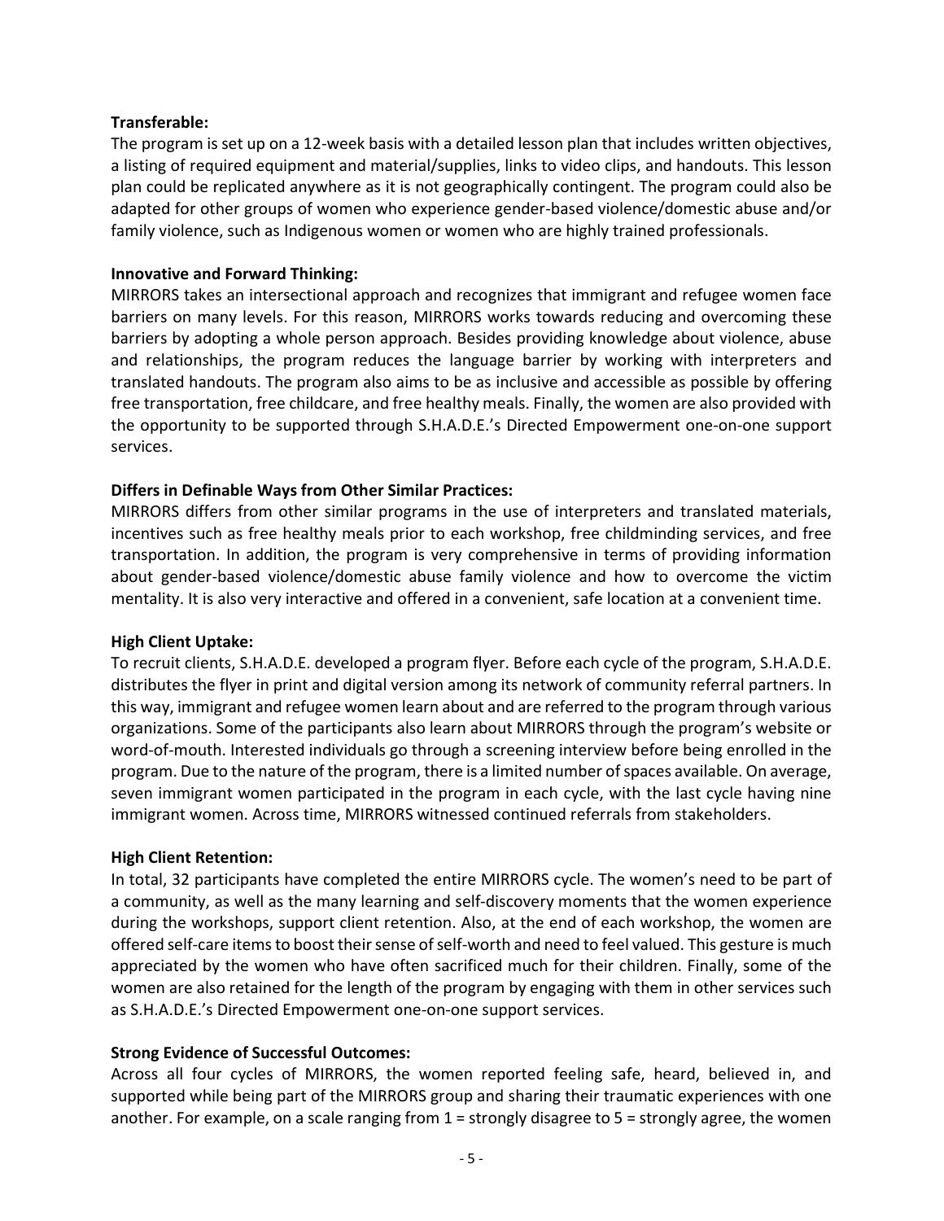**Transferable:**

The program is set up on a 12-week basis with a detailed lesson plan that includes written objectives, a listing of required equipment and material/supplies, links to video clips, and handouts. This lesson plan could be replicated anywhere as it is not geographically contingent. The program could also be adapted for other groups of women who experience gender-based violence/domestic abuse and/or family violence, such as Indigenous women or women who are highly trained professionals.

**Innovative and Forward Thinking:**

MIRRORS takes an intersectional approach and recognizes that immigrant and refugee women face barriers on many levels. For this reason, MIRRORS works towards reducing and overcoming these barriers by adopting a whole person approach. Besides providing knowledge about violence, abuse and relationships, the program reduces the language barrier by working with interpreters and translated handouts. The program also aims to be as inclusive and accessible as possible by offering free transportation, free childcare, and free healthy meals. Finally, the women are also provided with the opportunity to be supported through S.H.A.D.E.'s Directed Empowerment one-on-one support services.

**Differs in Definable Ways from Other Similar Practices:**

MIRRORS differs from other similar programs in the use of interpreters and translated materials, incentives such as free healthy meals prior to each workshop, free childminding services, and free transportation. In addition, the program is very comprehensive in terms of providing information about gender-based violence/domestic abuse family violence and how to overcome the victim mentality. It is also very interactive and offered in a convenient, safe location at a convenient time.

**High Client Uptake:**

To recruit clients, S.H.A.D.E. developed a program flyer. Before each cycle of the program, S.H.A.D.E. distributes the flyer in print and digital version among its network of community referral partners. In this way, immigrant and refugee women learn about and are referred to the program through various organizations. Some of the participants also learn about MIRRORS through the program's website or word-of-mouth. Interested individuals go through a screening interview before being enrolled in the program. Due to the nature of the program, there is a limited number of spaces available. On average, seven immigrant women participated in the program in each cycle, with the last cycle having nine immigrant women. Across time, MIRRORS witnessed continued referrals from stakeholders.

**High Client Retention:**

In total, 32 participants have completed the entire MIRRORS cycle. The women's need to be part of a community, as well as the many learning and self-discovery moments that the women experience during the workshops, support client retention. Also, at the end of each workshop, the women are offered self-care items to boost their sense of self-worth and need to feel valued. This gesture is much appreciated by the women who have often sacrificed much for their children. Finally, some of the women are also retained for the length of the program by engaging with them in other services such as S.H.A.D.E.'s Directed Empowerment one-on-one support services.

**Strong Evidence of Successful Outcomes:**

Across all four cycles of MIRRORS, the women reported feeling safe, heard, believed in, and supported while being part of the MIRRORS group and sharing their traumatic experiences with one another. For example, on a scale ranging from 1 = strongly disagree to 5 = strongly agree, the women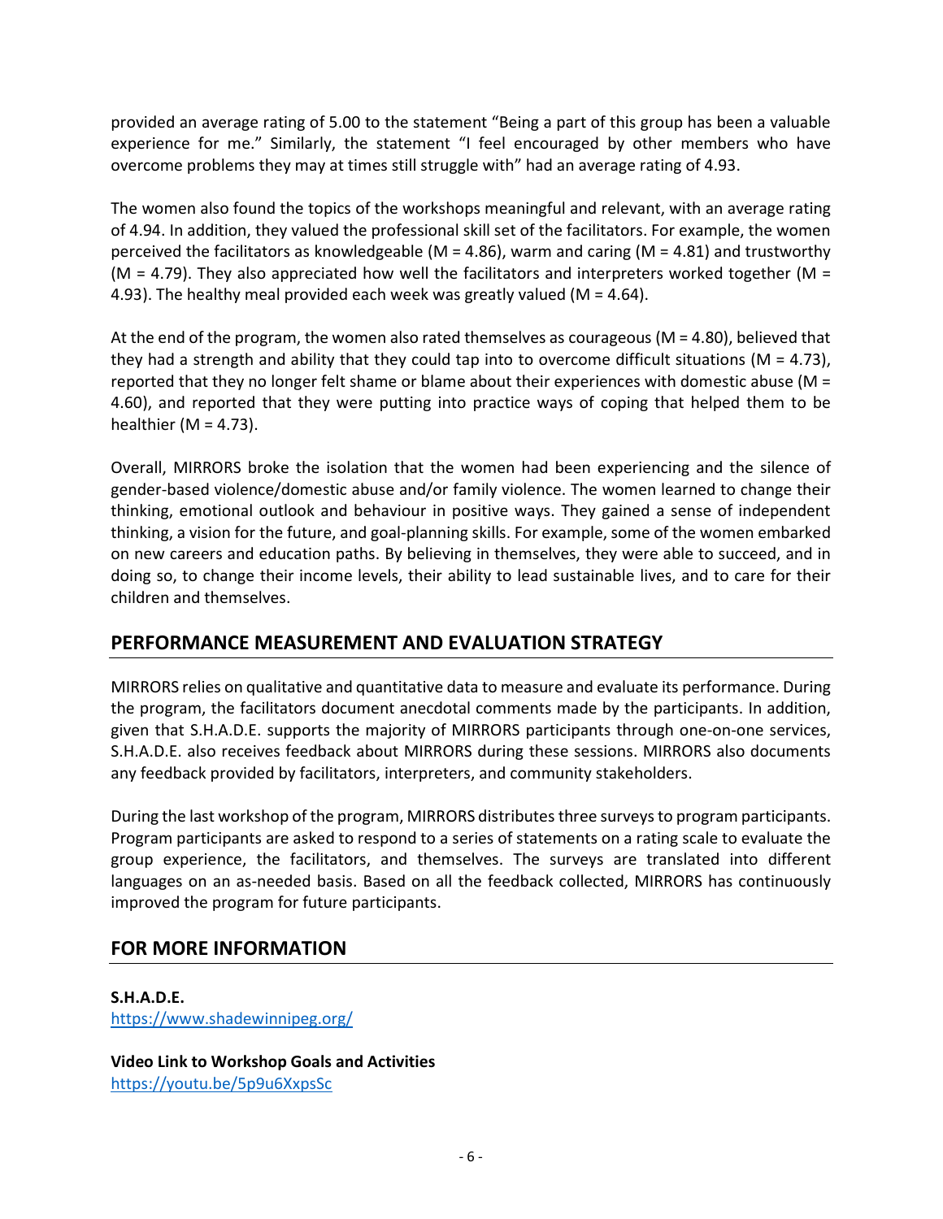provided an average rating of 5.00 to the statement "Being a part of this group has been a valuable experience for me." Similarly, the statement "I feel encouraged by other members who have overcome problems they may at times still struggle with" had an average rating of 4.93.

The women also found the topics of the workshops meaningful and relevant, with an average rating of 4.94. In addition, they valued the professional skill set of the facilitators. For example, the women perceived the facilitators as knowledgeable (M = 4.86), warm and caring (M = 4.81) and trustworthy (M = 4.79). They also appreciated how well the facilitators and interpreters worked together (M = 4.93). The healthy meal provided each week was greatly valued (M = 4.64).

At the end of the program, the women also rated themselves as courageous (M = 4.80), believed that they had a strength and ability that they could tap into to overcome difficult situations (M = 4.73), reported that they no longer felt shame or blame about their experiences with domestic abuse (M = 4.60), and reported that they were putting into practice ways of coping that helped them to be healthier (M = 4.73).

Overall, MIRRORS broke the isolation that the women had been experiencing and the silence of gender-based violence/domestic abuse and/or family violence. The women learned to change their thinking, emotional outlook and behaviour in positive ways. They gained a sense of independent thinking, a vision for the future, and goal-planning skills. For example, some of the women embarked on new careers and education paths. By believing in themselves, they were able to succeed, and in doing so, to change their income levels, their ability to lead sustainable lives, and to care for their children and themselves.

## PERFORMANCE MEASUREMENT AND EVALUATION STRATEGY

MIRRORS relies on qualitative and quantitative data to measure and evaluate its performance. During the program, the facilitators document anecdotal comments made by the participants. In addition, given that S.H.A.D.E. supports the majority of MIRRORS participants through one-on-one services, S.H.A.D.E. also receives feedback about MIRRORS during these sessions. MIRRORS also documents any feedback provided by facilitators, interpreters, and community stakeholders.

During the last workshop of the program, MIRRORS distributes three surveys to program participants. Program participants are asked to respond to a series of statements on a rating scale to evaluate the group experience, the facilitators, and themselves. The surveys are translated into different languages on an as-needed basis. Based on all the feedback collected, MIRRORS has continuously improved the program for future participants.

## FOR MORE INFORMATION

**S.H.A.D.E.**
https://www.shadewinnipeg.org/

**Video Link to Workshop Goals and Activities**
https://youtu.be/5p9u6XxpsSc